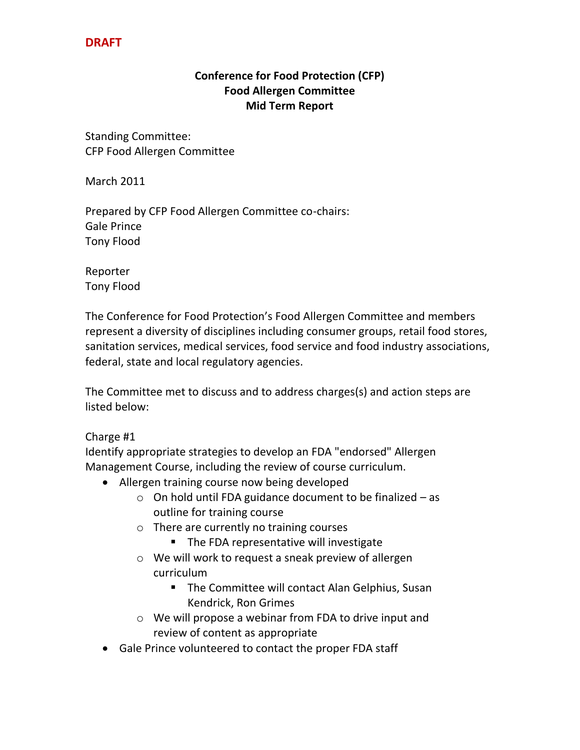**DRAFT**

# Conference for Food Protection (CFP)
# Food Allergen Committee
# Mid Term Report

Standing Committee:
CFP Food Allergen Committee

March 2011

Prepared by CFP Food Allergen Committee co-chairs:
Gale Prince
Tony Flood

Reporter
Tony Flood

The Conference for Food Protection's Food Allergen Committee and members represent a diversity of disciplines including consumer groups, retail food stores, sanitation services, medical services, food service and food industry associations, federal, state and local regulatory agencies.

The Committee met to discuss and to address charges(s) and action steps are listed below:

Charge #1
Identify appropriate strategies to develop an FDA "endorsed" Allergen Management Course, including the review of course curriculum.

- Allergen training course now being developed
    - On hold until FDA guidance document to be finalized – as outline for training course
    - There are currently no training courses
        - The FDA representative will investigate
    - We will work to request a sneak preview of allergen curriculum
        - The Committee will contact Alan Gelphius, Susan Kendrick, Ron Grimes
    - We will propose a webinar from FDA to drive input and review of content as appropriate
- Gale Prince volunteered to contact the proper FDA staff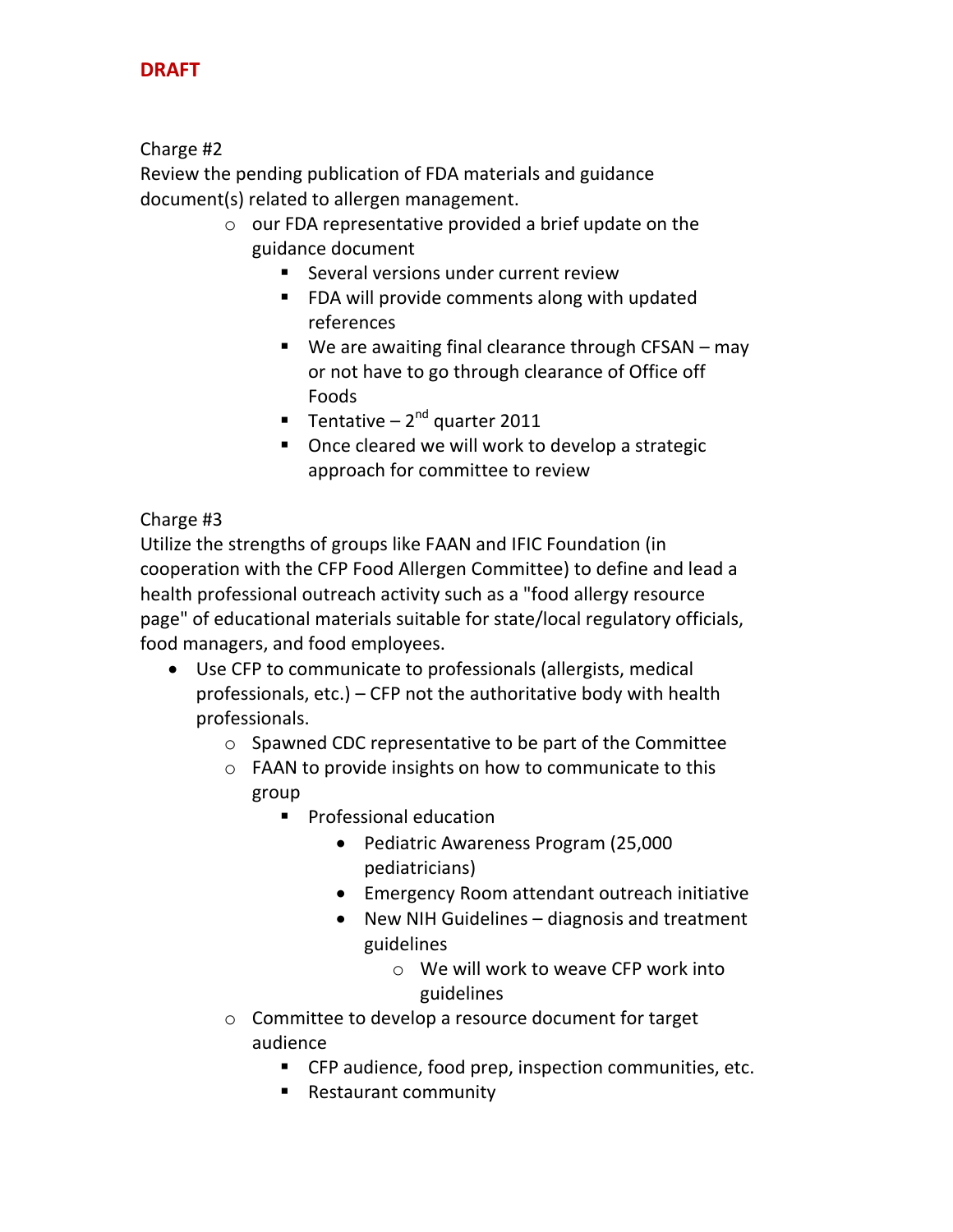**DRAFT**

Charge #2

Review the pending publication of FDA materials and guidance document(s) related to allergen management.

- our FDA representative provided a brief update on the guidance document
  - Several versions under current review
  - FDA will provide comments along with updated references
  - We are awaiting final clearance through CFSAN – may or not have to go through clearance of Office off Foods
  - Tentative – 2nd quarter 2011
  - Once cleared we will work to develop a strategic approach for committee to review

Charge #3

Utilize the strengths of groups like FAAN and IFIC Foundation (in cooperation with the CFP Food Allergen Committee) to define and lead a health professional outreach activity such as a "food allergy resource page" of educational materials suitable for state/local regulatory officials, food managers, and food employees.

- Use CFP to communicate to professionals (allergists, medical professionals, etc.) – CFP not the authoritative body with health professionals.
  - Spawned CDC representative to be part of the Committee
  - FAAN to provide insights on how to communicate to this group
    - Professional education
      - Pediatric Awareness Program (25,000 pediatricians)
      - Emergency Room attendant outreach initiative
      - New NIH Guidelines – diagnosis and treatment guidelines
        - We will work to weave CFP work into guidelines
  - Committee to develop a resource document for target audience
    - CFP audience, food prep, inspection communities, etc.
    - Restaurant community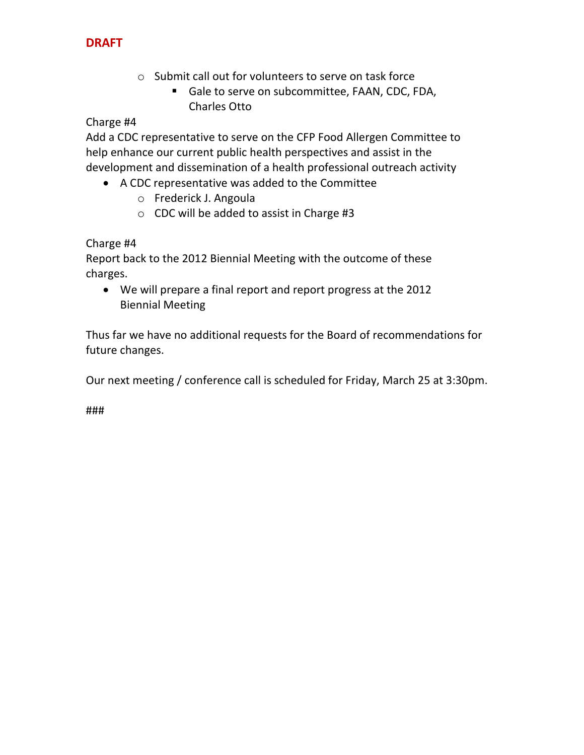**DRAFT**

    - Submit call out for volunteers to serve on task force
        - Gale to serve on subcommittee, FAAN, CDC, FDA, Charles Otto

Charge #4
Add a CDC representative to serve on the CFP Food Allergen Committee to help enhance our current public health perspectives and assist in the development and dissemination of a health professional outreach activity

- A CDC representative was added to the Committee
    - Frederick J. Angoula
    - CDC will be added to assist in Charge #3

Charge #4
Report back to the 2012 Biennial Meeting with the outcome of these charges.

- We will prepare a final report and report progress at the 2012 Biennial Meeting

Thus far we have no additional requests for the Board of recommendations for future changes.

Our next meeting / conference call is scheduled for Friday, March 25 at 3:30pm.

###